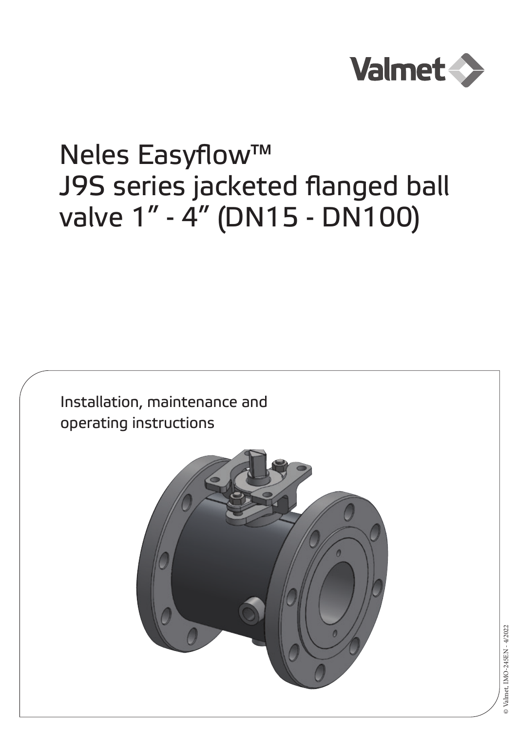Valmet

# Neles Easyflow™ J9S series jacketed flanged ball valve 1" - 4" (DN15 - DN100)

Installation, maintenance and operating instructions

© Valmet, IMO-245EN - 4/2022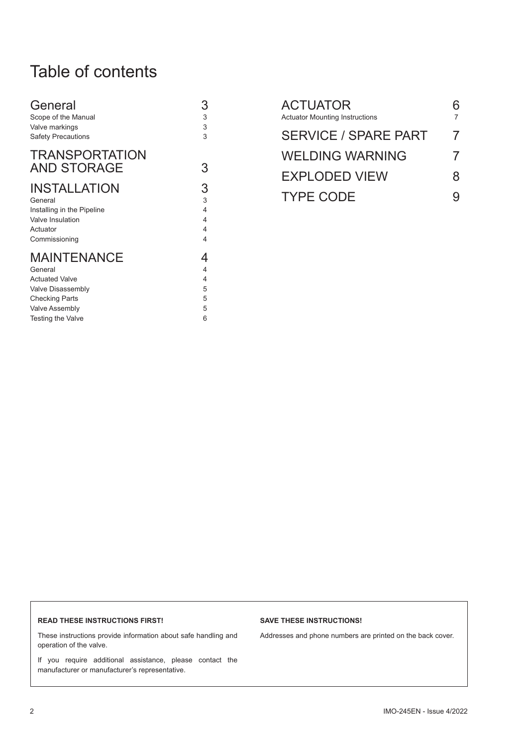# Table of contents

| | |
|---|---|
| **General** | **3** |
| Scope of the Manual | 3 |
| Valve markings | 3 |
| Safety Precautions | 3 |
| **TRANSPORTATION AND STORAGE** | **3** |
| **INSTALLATION** | **3** |
| General | 3 |
| Installing in the Pipeline | 4 |
| Valve Insulation | 4 |
| Actuator | 4 |
| Commissioning | 4 |
| **MAINTENANCE** | **4** |
| General | 4 |
| Actuated Valve | 4 |
| Valve Disassembly | 5 |
| Checking Parts | 5 |
| Valve Assembly | 5 |
| Testing the Valve | 6 |
| **ACTUATOR** | **6** |
| Actuator Mounting Instructions | 7 |
| **SERVICE / SPARE PART** | **7** |
| **WELDING WARNING** | **7** |
| **EXPLODED VIEW** | **8** |
| **TYPE CODE** | **9** |

**READ THESE INSTRUCTIONS FIRST!**

These instructions provide information about safe handling and operation of the valve.

If you require additional assistance, please contact the manufacturer or manufacturer's representative.

**SAVE THESE INSTRUCTIONS!**

Addresses and phone numbers are printed on the back cover.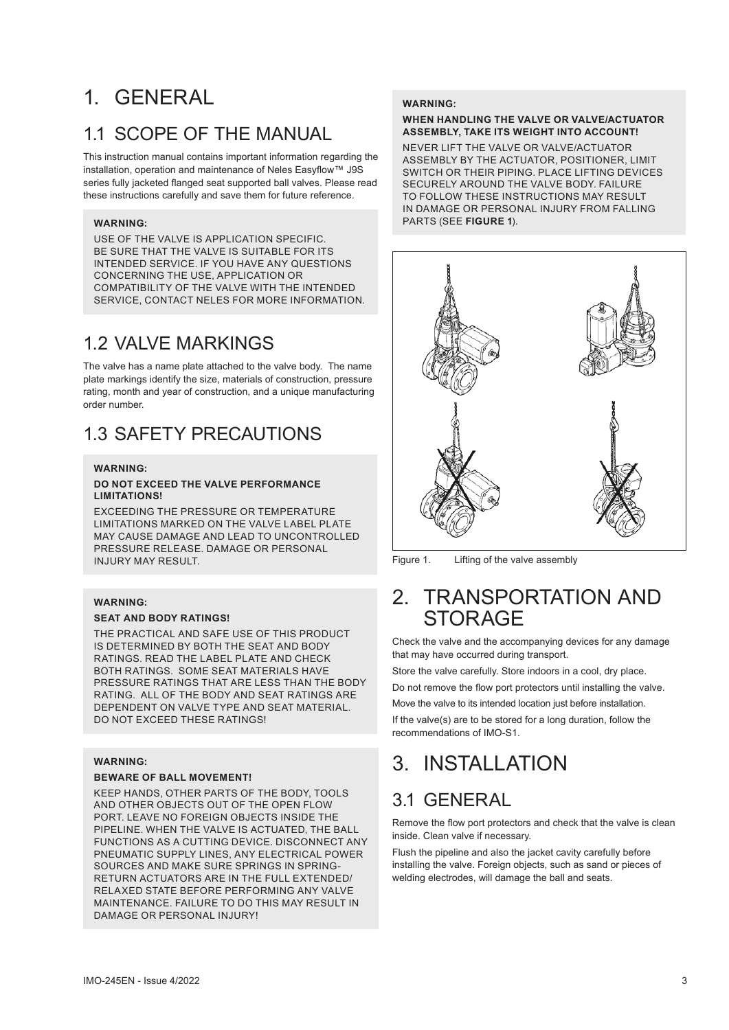# 1. GENERAL

## 1.1 SCOPE OF THE MANUAL

This instruction manual contains important information regarding the installation, operation and maintenance of Neles Easyflow™ J9S series fully jacketed flanged seat supported ball valves. Please read these instructions carefully and save them for future reference.

**WARNING:**

USE OF THE VALVE IS APPLICATION SPECIFIC. BE SURE THAT THE VALVE IS SUITABLE FOR ITS INTENDED SERVICE. IF YOU HAVE ANY QUESTIONS CONCERNING THE USE, APPLICATION OR COMPATIBILITY OF THE VALVE WITH THE INTENDED SERVICE, CONTACT NELES FOR MORE INFORMATION.

## 1.2 VALVE MARKINGS

The valve has a name plate attached to the valve body. The name plate markings identify the size, materials of construction, pressure rating, month and year of construction, and a unique manufacturing order number.

## 1.3 SAFETY PRECAUTIONS

**WARNING:**

**DO NOT EXCEED THE VALVE PERFORMANCE LIMITATIONS!**

EXCEEDING THE PRESSURE OR TEMPERATURE LIMITATIONS MARKED ON THE VALVE LABEL PLATE MAY CAUSE DAMAGE AND LEAD TO UNCONTROLLED PRESSURE RELEASE. DAMAGE OR PERSONAL INJURY MAY RESULT.

**WARNING:**

**SEAT AND BODY RATINGS!**

THE PRACTICAL AND SAFE USE OF THIS PRODUCT IS DETERMINED BY BOTH THE SEAT AND BODY RATINGS. READ THE LABEL PLATE AND CHECK BOTH RATINGS. SOME SEAT MATERIALS HAVE PRESSURE RATINGS THAT ARE LESS THAN THE BODY RATING. ALL OF THE BODY AND SEAT RATINGS ARE DEPENDENT ON VALVE TYPE AND SEAT MATERIAL. DO NOT EXCEED THESE RATINGS!

**WARNING:**

**BEWARE OF BALL MOVEMENT!**

KEEP HANDS, OTHER PARTS OF THE BODY, TOOLS AND OTHER OBJECTS OUT OF THE OPEN FLOW PORT. LEAVE NO FOREIGN OBJECTS INSIDE THE PIPELINE. WHEN THE VALVE IS ACTUATED, THE BALL FUNCTIONS AS A CUTTING DEVICE. DISCONNECT ANY PNEUMATIC SUPPLY LINES, ANY ELECTRICAL POWER SOURCES AND MAKE SURE SPRINGS IN SPRING-RETURN ACTUATORS ARE IN THE FULL EXTENDED/RELAXED STATE BEFORE PERFORMING ANY VALVE MAINTENANCE. FAILURE TO DO THIS MAY RESULT IN DAMAGE OR PERSONAL INJURY!

**WARNING:**

**WHEN HANDLING THE VALVE OR VALVE/ACTUATOR ASSEMBLY, TAKE ITS WEIGHT INTO ACCOUNT!**

NEVER LIFT THE VALVE OR VALVE/ACTUATOR ASSEMBLY BY THE ACTUATOR, POSITIONER, LIMIT SWITCH OR THEIR PIPING. PLACE LIFTING DEVICES SECURELY AROUND THE VALVE BODY. FAILURE TO FOLLOW THESE INSTRUCTIONS MAY RESULT IN DAMAGE OR PERSONAL INJURY FROM FALLING PARTS (SEE **FIGURE 1**).

Figure 1. Lifting of the valve assembly

# 2. TRANSPORTATION AND STORAGE

Check the valve and the accompanying devices for any damage that may have occurred during transport.

Store the valve carefully. Store indoors in a cool, dry place.

Do not remove the flow port protectors until installing the valve.

Move the valve to its intended location just before installation.

If the valve(s) are to be stored for a long duration, follow the recommendations of IMO-S1.

# 3. INSTALLATION

## 3.1 GENERAL

Remove the flow port protectors and check that the valve is clean inside. Clean valve if necessary.

Flush the pipeline and also the jacket cavity carefully before installing the valve. Foreign objects, such as sand or pieces of welding electrodes, will damage the ball and seats.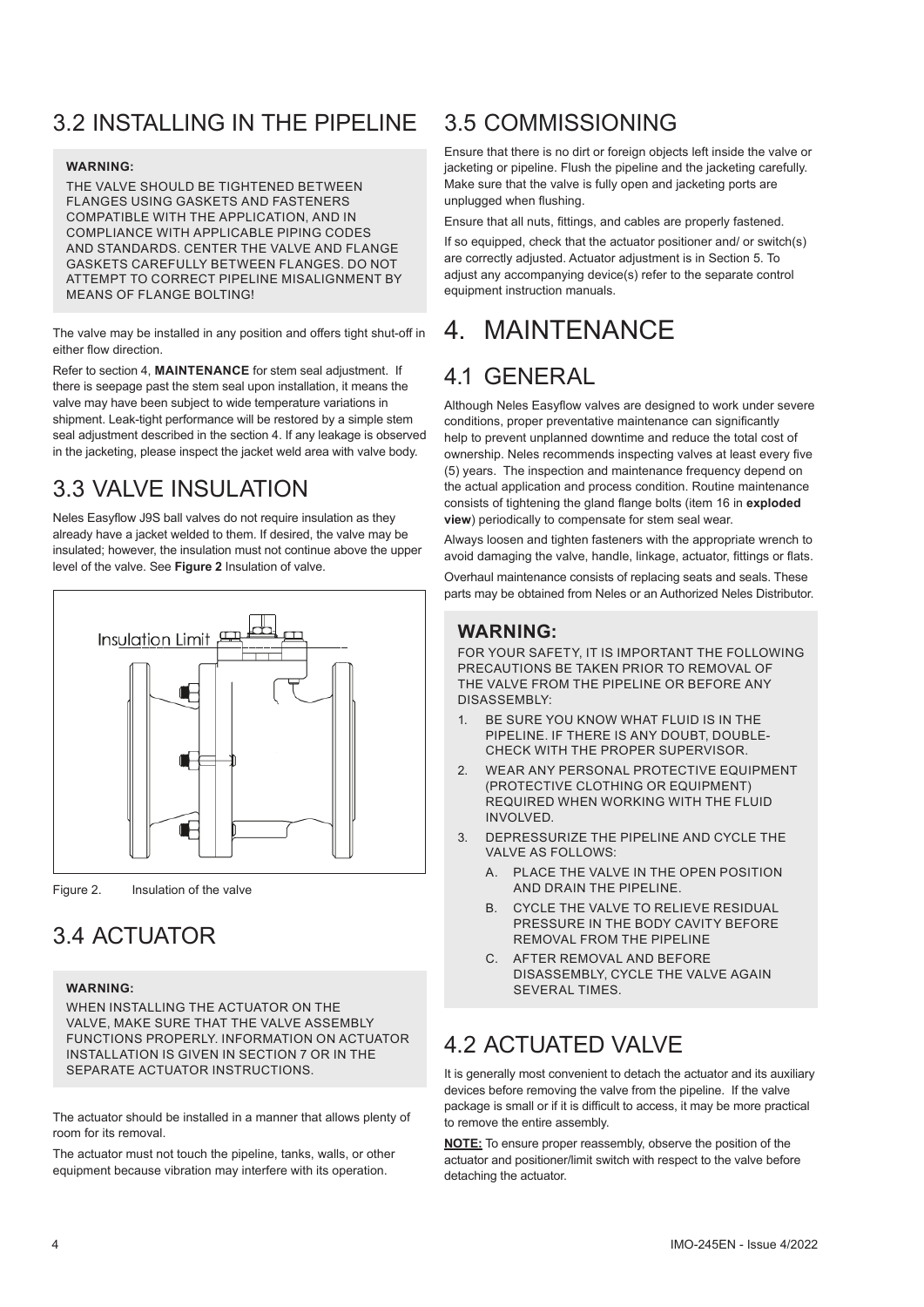## 3.2 INSTALLING IN THE PIPELINE

**WARNING:**

THE VALVE SHOULD BE TIGHTENED BETWEEN FLANGES USING GASKETS AND FASTENERS COMPATIBLE WITH THE APPLICATION, AND IN COMPLIANCE WITH APPLICABLE PIPING CODES AND STANDARDS. CENTER THE VALVE AND FLANGE GASKETS CAREFULLY BETWEEN FLANGES. DO NOT ATTEMPT TO CORRECT PIPELINE MISALIGNMENT BY MEANS OF FLANGE BOLTING!

The valve may be installed in any position and offers tight shut-off in either flow direction.

Refer to section 4, **MAINTENANCE** for stem seal adjustment. If there is seepage past the stem seal upon installation, it means the valve may have been subject to wide temperature variations in shipment. Leak-tight performance will be restored by a simple stem seal adjustment described in the section 4. If any leakage is observed in the jacketing, please inspect the jacket weld area with valve body.

## 3.3 VALVE INSULATION

Neles Easyflow J9S ball valves do not require insulation as they already have a jacket welded to them. If desired, the valve may be insulated; however, the insulation must not continue above the upper level of the valve. See **Figure 2** Insulation of valve.

Insulation Limit

Figure 2. Insulation of the valve

## 3.4 ACTUATOR

**WARNING:**

WHEN INSTALLING THE ACTUATOR ON THE VALVE, MAKE SURE THAT THE VALVE ASSEMBLY FUNCTIONS PROPERLY. INFORMATION ON ACTUATOR INSTALLATION IS GIVEN IN SECTION 7 OR IN THE SEPARATE ACTUATOR INSTRUCTIONS.

The actuator should be installed in a manner that allows plenty of room for its removal.

The actuator must not touch the pipeline, tanks, walls, or other equipment because vibration may interfere with its operation.

## 3.5 COMMISSIONING

Ensure that there is no dirt or foreign objects left inside the valve or jacketing or pipeline. Flush the pipeline and the jacketing carefully. Make sure that the valve is fully open and jacketing ports are unplugged when flushing.

Ensure that all nuts, fittings, and cables are properly fastened.

If so equipped, check that the actuator positioner and/ or switch(s) are correctly adjusted. Actuator adjustment is in Section 5. To adjust any accompanying device(s) refer to the separate control equipment instruction manuals.

# 4. MAINTENANCE

## 4.1 GENERAL

Although Neles Easyflow valves are designed to work under severe conditions, proper preventative maintenance can significantly help to prevent unplanned downtime and reduce the total cost of ownership. Neles recommends inspecting valves at least every five (5) years. The inspection and maintenance frequency depend on the actual application and process condition. Routine maintenance consists of tightening the gland flange bolts (item 16 in **exploded view**) periodically to compensate for stem seal wear.

Always loosen and tighten fasteners with the appropriate wrench to avoid damaging the valve, handle, linkage, actuator, fittings or flats.

Overhaul maintenance consists of replacing seats and seals. These parts may be obtained from Neles or an Authorized Neles Distributor.

**WARNING:**

FOR YOUR SAFETY, IT IS IMPORTANT THE FOLLOWING PRECAUTIONS BE TAKEN PRIOR TO REMOVAL OF THE VALVE FROM THE PIPELINE OR BEFORE ANY DISASSEMBLY:

1. BE SURE YOU KNOW WHAT FLUID IS IN THE PIPELINE. IF THERE IS ANY DOUBT, DOUBLE-CHECK WITH THE PROPER SUPERVISOR.
2. WEAR ANY PERSONAL PROTECTIVE EQUIPMENT (PROTECTIVE CLOTHING OR EQUIPMENT) REQUIRED WHEN WORKING WITH THE FLUID INVOLVED.
3. DEPRESSURIZE THE PIPELINE AND CYCLE THE VALVE AS FOLLOWS:
   A. PLACE THE VALVE IN THE OPEN POSITION AND DRAIN THE PIPELINE.
   B. CYCLE THE VALVE TO RELIEVE RESIDUAL PRESSURE IN THE BODY CAVITY BEFORE REMOVAL FROM THE PIPELINE
   C. AFTER REMOVAL AND BEFORE DISASSEMBLY, CYCLE THE VALVE AGAIN SEVERAL TIMES.

## 4.2 ACTUATED VALVE

It is generally most convenient to detach the actuator and its auxiliary devices before removing the valve from the pipeline. If the valve package is small or if it is difficult to access, it may be more practical to remove the entire assembly.

**NOTE:** To ensure proper reassembly, observe the position of the actuator and positioner/limit switch with respect to the valve before detaching the actuator.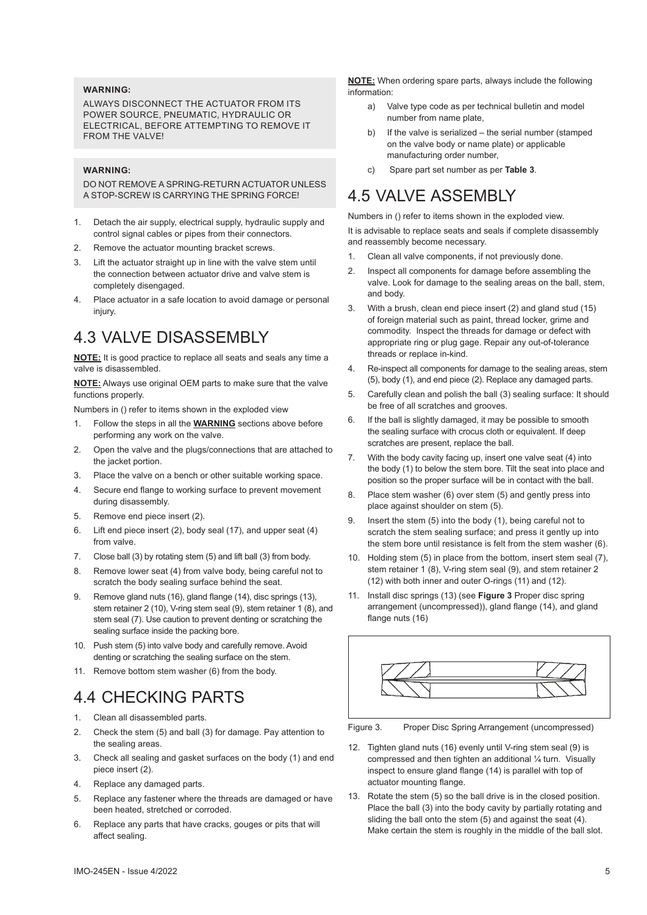**WARNING:**

ALWAYS DISCONNECT THE ACTUATOR FROM ITS POWER SOURCE, PNEUMATIC, HYDRAULIC OR ELECTRICAL, BEFORE ATTEMPTING TO REMOVE IT FROM THE VALVE!

**WARNING:**

DO NOT REMOVE A SPRING-RETURN ACTUATOR UNLESS A STOP-SCREW IS CARRYING THE SPRING FORCE!

1. Detach the air supply, electrical supply, hydraulic supply and control signal cables or pipes from their connectors.
2. Remove the actuator mounting bracket screws.
3. Lift the actuator straight up in line with the valve stem until the connection between actuator drive and valve stem is completely disengaged.
4. Place actuator in a safe location to avoid damage or personal injury.

# 4.3 VALVE DISASSEMBLY

**NOTE:** It is good practice to replace all seats and seals any time a valve is disassembled.

**NOTE:** Always use original OEM parts to make sure that the valve functions properly.

Numbers in () refer to items shown in the exploded view

1. Follow the steps in all the **WARNING** sections above before performing any work on the valve.
2. Open the valve and the plugs/connections that are attached to the jacket portion.
3. Place the valve on a bench or other suitable working space.
4. Secure end flange to working surface to prevent movement during disassembly.
5. Remove end piece insert (2).
6. Lift end piece insert (2), body seal (17), and upper seat (4) from valve.
7. Close ball (3) by rotating stem (5) and lift ball (3) from body.
8. Remove lower seat (4) from valve body, being careful not to scratch the body sealing surface behind the seat.
9. Remove gland nuts (16), gland flange (14), disc springs (13), stem retainer 2 (10), V-ring stem seal (9), stem retainer 1 (8), and stem seal (7). Use caution to prevent denting or scratching the sealing surface inside the packing bore.
10. Push stem (5) into valve body and carefully remove. Avoid denting or scratching the sealing surface on the stem.
11. Remove bottom stem washer (6) from the body.

# 4.4 CHECKING PARTS

1. Clean all disassembled parts.
2. Check the stem (5) and ball (3) for damage. Pay attention to the sealing areas.
3. Check all sealing and gasket surfaces on the body (1) and end piece insert (2).
4. Replace any damaged parts.
5. Replace any fastener where the threads are damaged or have been heated, stretched or corroded.
6. Replace any parts that have cracks, gouges or pits that will affect sealing.

**NOTE:** When ordering spare parts, always include the following information:

a) Valve type code as per technical bulletin and model number from name plate,

b) If the valve is serialized – the serial number (stamped on the valve body or name plate) or applicable manufacturing order number,

c) Spare part set number as per **Table 3**.

# 4.5 VALVE ASSEMBLY

Numbers in () refer to items shown in the exploded view.

It is advisable to replace seats and seals if complete disassembly and reassembly become necessary.

1. Clean all valve components, if not previously done.
2. Inspect all components for damage before assembling the valve. Look for damage to the sealing areas on the ball, stem, and body.
3. With a brush, clean end piece insert (2) and gland stud (15) of foreign material such as paint, thread locker, grime and commodity. Inspect the threads for damage or defect with appropriate ring or plug gage. Repair any out-of-tolerance threads or replace in-kind.
4. Re-inspect all components for damage to the sealing areas, stem (5), body (1), and end piece (2). Replace any damaged parts.
5. Carefully clean and polish the ball (3) sealing surface: It should be free of all scratches and grooves.
6. If the ball is slightly damaged, it may be possible to smooth the sealing surface with crocus cloth or equivalent. If deep scratches are present, replace the ball.
7. With the body cavity facing up, insert one valve seat (4) into the body (1) to below the stem bore. Tilt the seat into place and position so the proper surface will be in contact with the ball.
8. Place stem washer (6) over stem (5) and gently press into place against shoulder on stem (5).
9. Insert the stem (5) into the body (1), being careful not to scratch the stem sealing surface; and press it gently up into the stem bore until resistance is felt from the stem washer (6).
10. Holding stem (5) in place from the bottom, insert stem seal (7), stem retainer 1 (8), V-ring stem seal (9), and stem retainer 2 (12) with both inner and outer O-rings (11) and (12).
11. Install disc springs (13) (see **Figure 3** Proper disc spring arrangement (uncompressed)), gland flange (14), and gland flange nuts (16)

Figure 3. Proper Disc Spring Arrangement (uncompressed)

12. Tighten gland nuts (16) evenly until V-ring stem seal (9) is compressed and then tighten an additional ¼ turn. Visually inspect to ensure gland flange (14) is parallel with top of actuator mounting flange.
13. Rotate the stem (5) so the ball drive is in the closed position. Place the ball (3) into the body cavity by partially rotating and sliding the ball onto the stem (5) and against the seat (4). Make certain the stem is roughly in the middle of the ball slot.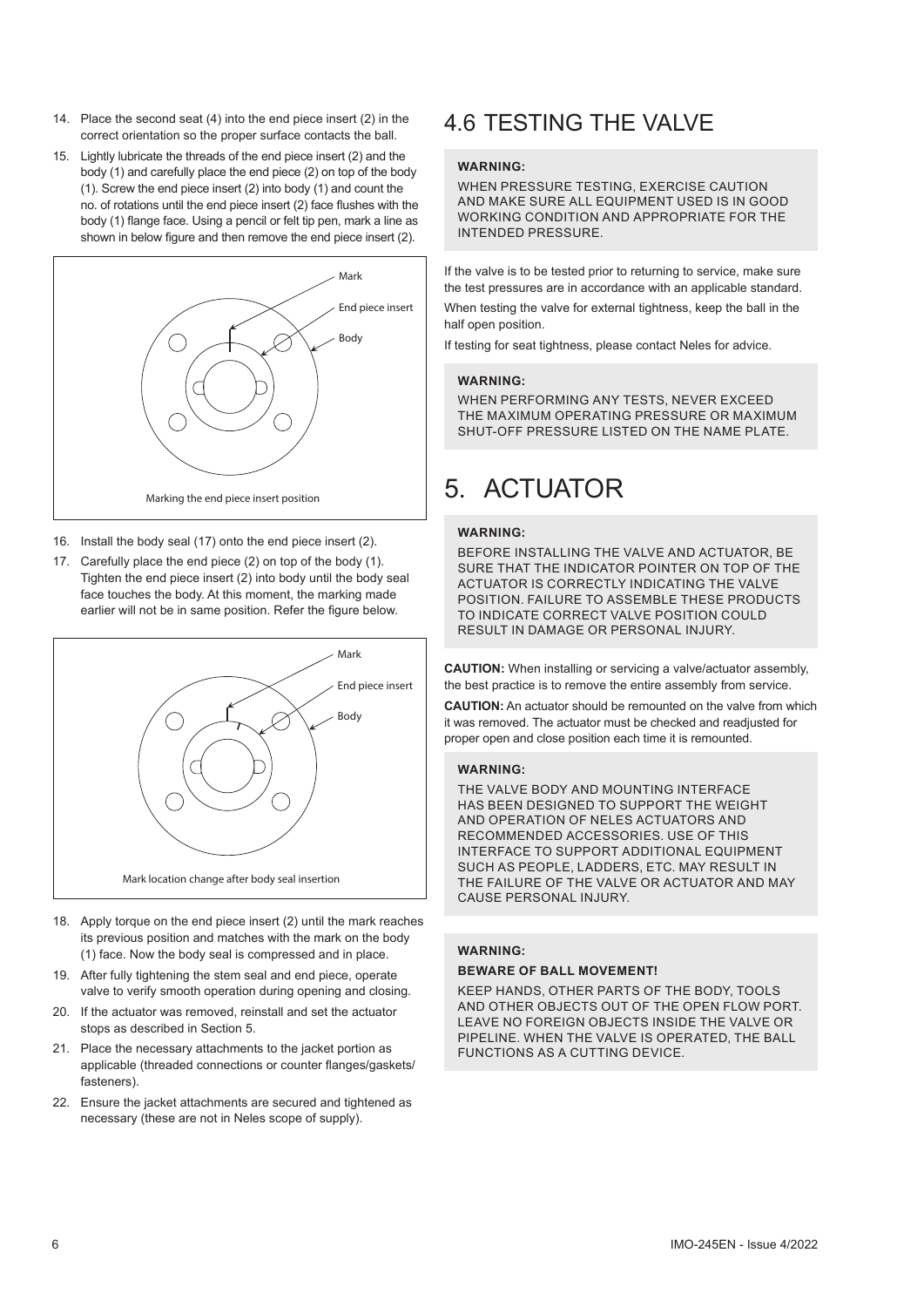14. Place the second seat (4) into the end piece insert (2) in the correct orientation so the proper surface contacts the ball.
15. Lightly lubricate the threads of the end piece insert (2) and the body (1) and carefully place the end piece (2) on top of the body (1). Screw the end piece insert (2) into body (1) and count the no. of rotations until the end piece insert (2) face flushes with the body (1) flange face. Using a pencil or felt tip pen, mark a line as shown in below figure and then remove the end piece insert (2).

Mark

End piece insert

Body

Marking the end piece insert position

16. Install the body seal (17) onto the end piece insert (2).
17. Carefully place the end piece (2) on top of the body (1). Tighten the end piece insert (2) into body until the body seal face touches the body. At this moment, the marking made earlier will not be in same position. Refer the figure below.

Mark

End piece insert

Body

Mark location change after body seal insertion

18. Apply torque on the end piece insert (2) until the mark reaches its previous position and matches with the mark on the body (1) face. Now the body seal is compressed and in place.
19. After fully tightening the stem seal and end piece, operate valve to verify smooth operation during opening and closing.
20. If the actuator was removed, reinstall and set the actuator stops as described in Section 5.
21. Place the necessary attachments to the jacket portion as applicable (threaded connections or counter flanges/gaskets/ fasteners).
22. Ensure the jacket attachments are secured and tightened as necessary (these are not in Neles scope of supply).

## 4.6 TESTING THE VALVE

**WARNING:**

WHEN PRESSURE TESTING, EXERCISE CAUTION AND MAKE SURE ALL EQUIPMENT USED IS IN GOOD WORKING CONDITION AND APPROPRIATE FOR THE INTENDED PRESSURE.

If the valve is to be tested prior to returning to service, make sure the test pressures are in accordance with an applicable standard.

When testing the valve for external tightness, keep the ball in the half open position.

If testing for seat tightness, please contact Neles for advice.

**WARNING:**

WHEN PERFORMING ANY TESTS, NEVER EXCEED THE MAXIMUM OPERATING PRESSURE OR MAXIMUM SHUT-OFF PRESSURE LISTED ON THE NAME PLATE.

# 5. ACTUATOR

**WARNING:**

BEFORE INSTALLING THE VALVE AND ACTUATOR, BE SURE THAT THE INDICATOR POINTER ON TOP OF THE ACTUATOR IS CORRECTLY INDICATING THE VALVE POSITION. FAILURE TO ASSEMBLE THESE PRODUCTS TO INDICATE CORRECT VALVE POSITION COULD RESULT IN DAMAGE OR PERSONAL INJURY.

**CAUTION:** When installing or servicing a valve/actuator assembly, the best practice is to remove the entire assembly from service.

**CAUTION:** An actuator should be remounted on the valve from which it was removed. The actuator must be checked and readjusted for proper open and close position each time it is remounted.

**WARNING:**

THE VALVE BODY AND MOUNTING INTERFACE HAS BEEN DESIGNED TO SUPPORT THE WEIGHT AND OPERATION OF NELES ACTUATORS AND RECOMMENDED ACCESSORIES. USE OF THIS INTERFACE TO SUPPORT ADDITIONAL EQUIPMENT SUCH AS PEOPLE, LADDERS, ETC. MAY RESULT IN THE FAILURE OF THE VALVE OR ACTUATOR AND MAY CAUSE PERSONAL INJURY.

**WARNING:**

**BEWARE OF BALL MOVEMENT!**

KEEP HANDS, OTHER PARTS OF THE BODY, TOOLS AND OTHER OBJECTS OUT OF THE OPEN FLOW PORT. LEAVE NO FOREIGN OBJECTS INSIDE THE VALVE OR PIPELINE. WHEN THE VALVE IS OPERATED, THE BALL FUNCTIONS AS A CUTTING DEVICE.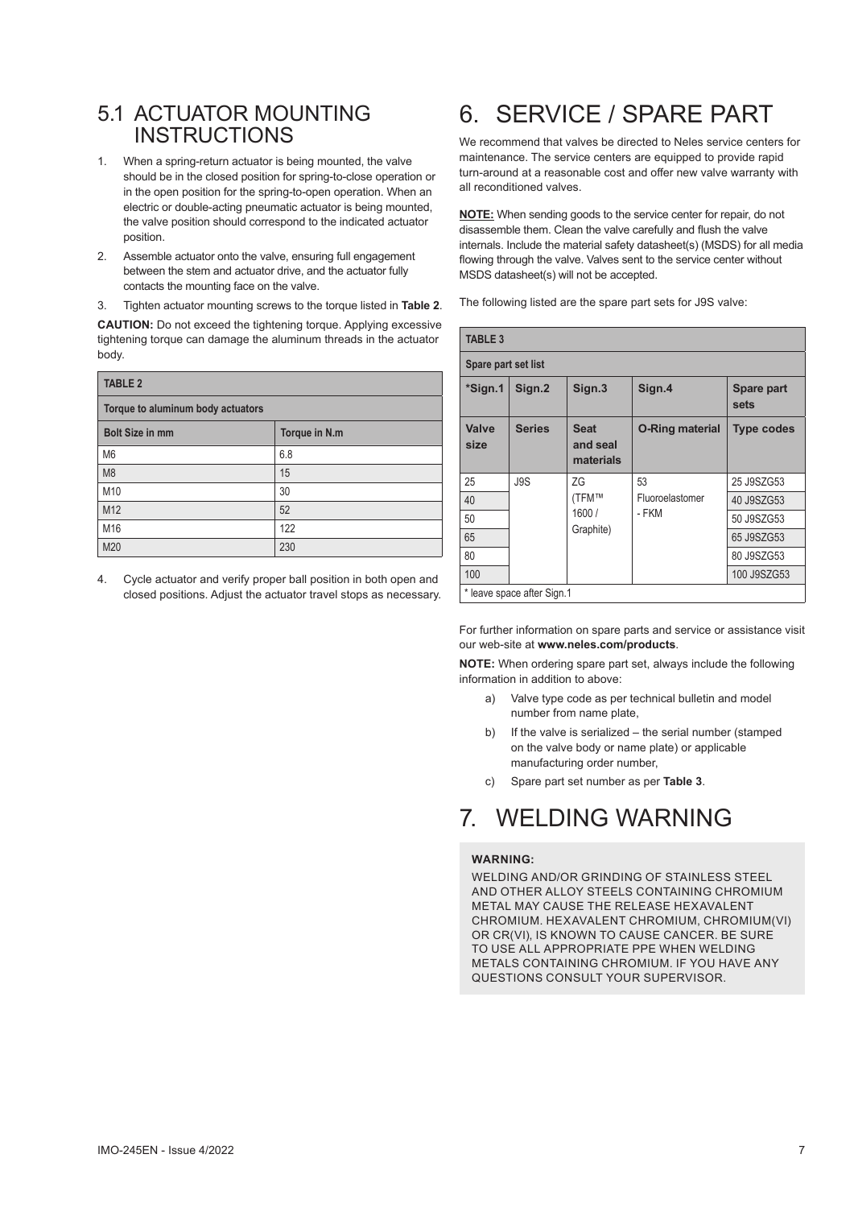## 5.1 ACTUATOR MOUNTING INSTRUCTIONS

1. When a spring-return actuator is being mounted, the valve should be in the closed position for spring-to-close operation or in the open position for the spring-to-open operation. When an electric or double-acting pneumatic actuator is being mounted, the valve position should correspond to the indicated actuator position.
2. Assemble actuator onto the valve, ensuring full engagement between the stem and actuator drive, and the actuator fully contacts the mounting face on the valve.
3. Tighten actuator mounting screws to the torque listed in **Table 2**.

**CAUTION:** Do not exceed the tightening torque. Applying excessive tightening torque can damage the aluminum threads in the actuator body.

| TABLE 2 | |
|---|---|
| **Torque to aluminum body actuators** | |
| **Bolt Size in mm** | **Torque in N.m** |
| M6 | 6.8 |
| M8 | 15 |
| M10 | 30 |
| M12 | 52 |
| M16 | 122 |
| M20 | 230 |

4. Cycle actuator and verify proper ball position in both open and closed positions. Adjust the actuator travel stops as necessary.

# 6. SERVICE / SPARE PART

We recommend that valves be directed to Neles service centers for maintenance. The service centers are equipped to provide rapid turn-around at a reasonable cost and offer new valve warranty with all reconditioned valves.

**NOTE:** When sending goods to the service center for repair, do not disassemble them. Clean the valve carefully and flush the valve internals. Include the material safety datasheet(s) (MSDS) for all media flowing through the valve. Valves sent to the service center without MSDS datasheet(s) will not be accepted.

The following listed are the spare part sets for J9S valve:

| TABLE 3 | | | | |
|---|---|---|---|---|
| **Spare part set list** | | | | |
| ***Sign.1** | **Sign.2** | **Sign.3** | **Sign.4** | **Spare part sets** |
| **Valve size** | **Series** | **Seat and seal materials** | **O-Ring material** | **Type codes** |
| 25 | J9S | ZG (TFM™ 1600 / Graphite) | 53 Fluoroelastomer - FKM | 25 J9SZG53 |
| 40 | | | | 40 J9SZG53 |
| 50 | | | | 50 J9SZG53 |
| 65 | | | | 65 J9SZG53 |
| 80 | | | | 80 J9SZG53 |
| 100 | | | | 100 J9SZG53 |
| * leave space after Sign.1 | | | | |

For further information on spare parts and service or assistance visit our web-site at **www.neles.com/products**.

**NOTE:** When ordering spare part set, always include the following information in addition to above:

a) Valve type code as per technical bulletin and model number from name plate,

b) If the valve is serialized – the serial number (stamped on the valve body or name plate) or applicable manufacturing order number,

c) Spare part set number as per **Table 3**.

# 7. WELDING WARNING

**WARNING:**

WELDING AND/OR GRINDING OF STAINLESS STEEL AND OTHER ALLOY STEELS CONTAINING CHROMIUM METAL MAY CAUSE THE RELEASE HEXAVALENT CHROMIUM. HEXAVALENT CHROMIUM, CHROMIUM(VI) OR CR(VI), IS KNOWN TO CAUSE CANCER. BE SURE TO USE ALL APPROPRIATE PPE WHEN WELDING METALS CONTAINING CHROMIUM. IF YOU HAVE ANY QUESTIONS CONSULT YOUR SUPERVISOR.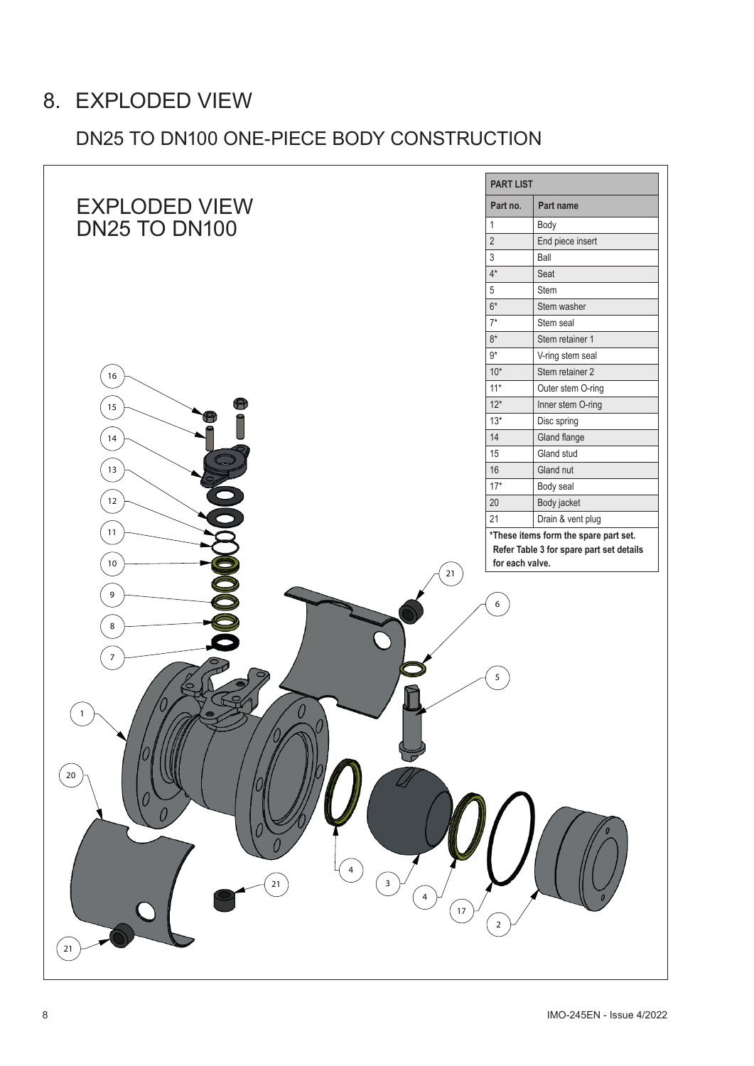# 8. EXPLODED VIEW

## DN25 TO DN100 ONE-PIECE BODY CONSTRUCTION

EXPLODED VIEW
DN25 TO DN100

**PART LIST**

| Part no. | Part name |
|---|---|
| 1 | Body |
| 2 | End piece insert |
| 3 | Ball |
| 4* | Seat |
| 5 | Stem |
| 6* | Stem washer |
| 7* | Stem seal |
| 8* | Stem retainer 1 |
| 9* | V-ring stem seal |
| 10* | Stem retainer 2 |
| 11* | Outer stem O-ring |
| 12* | Inner stem O-ring |
| 13* | Disc spring |
| 14 | Gland flange |
| 15 | Gland stud |
| 16 | Gland nut |
| 17* | Body seal |
| 20 | Body jacket |
| 21 | Drain & vent plug |

**\*These items form the spare part set. Refer Table 3 for spare part set details for each valve.**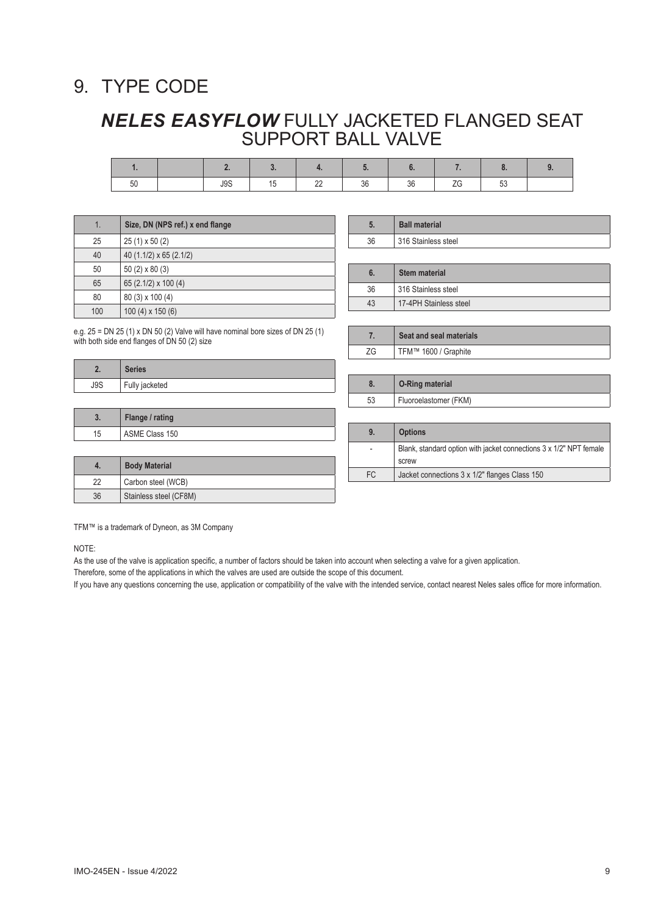# 9. TYPE CODE

## *NELES EASYFLOW* FULLY JACKETED FLANGED SEAT SUPPORT BALL VALVE

| 1. | | 2. | 3. | 4. | 5. | 6. | 7. | 8. | 9. |
|---|---|---|---|---|---|---|---|---|---|
| 50 | | J9S | 15 | 22 | 36 | 36 | ZG | 53 | |

| 1. | Size, DN (NPS ref.) x end flange |
|---|---|
| 25 | 25 (1) x 50 (2) |
| 40 | 40 (1.1/2) x 65 (2.1/2) |
| 50 | 50 (2) x 80 (3) |
| 65 | 65 (2.1/2) x 100 (4) |
| 80 | 80 (3) x 100 (4) |
| 100 | 100 (4) x 150 (6) |

e.g. 25 = DN 25 (1) x DN 50 (2) Valve will have nominal bore sizes of DN 25 (1) with both side end flanges of DN 50 (2) size

| 2. | Series |
|---|---|
| J9S | Fully jacketed |

| 3. | Flange / rating |
|---|---|
| 15 | ASME Class 150 |

| 4. | Body Material |
|---|---|
| 22 | Carbon steel (WCB) |
| 36 | Stainless steel (CF8M) |

| 5. | Ball material |
|---|---|
| 36 | 316 Stainless steel |

| 6. | Stem material |
|---|---|
| 36 | 316 Stainless steel |
| 43 | 17-4PH Stainless steel |

| 7. | Seat and seal materials |
|---|---|
| ZG | TFM™ 1600 / Graphite |

| 8. | O-Ring material |
|---|---|
| 53 | Fluoroelastomer (FKM) |

| 9. | Options |
|---|---|
| - | Blank, standard option with jacket connections 3 x 1/2" NPT female screw |
| FC | Jacket connections 3 x 1/2" flanges Class 150 |

TFM™ is a trademark of Dyneon, as 3M Company

NOTE:

As the use of the valve is application specific, a number of factors should be taken into account when selecting a valve for a given application.

Therefore, some of the applications in which the valves are used are outside the scope of this document.

If you have any questions concerning the use, application or compatibility of the valve with the intended service, contact nearest Neles sales office for more information.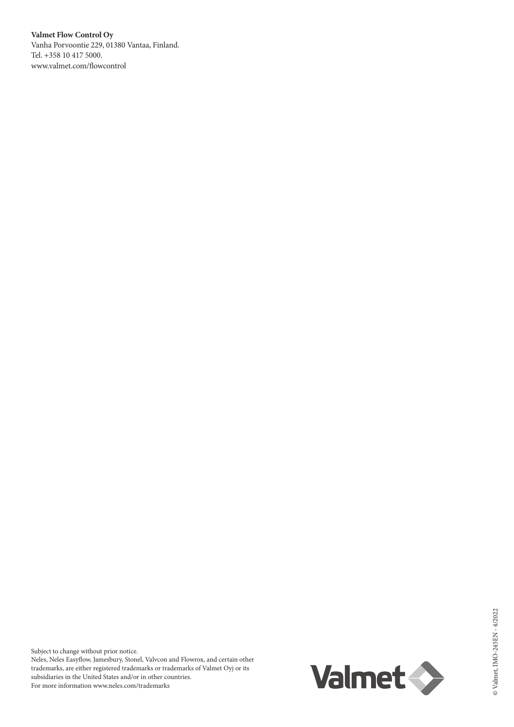**Valmet Flow Control Oy**
Vanha Porvoontie 229, 01380 Vantaa, Finland.
Tel. +358 10 417 5000.
www.valmet.com/flowcontrol

Subject to change without prior notice.
Neles, Neles Easyflow, Jamesbury, Stonel, Valvcon and Flowrox, and certain other trademarks, are either registered trademarks or trademarks of Valmet Oyj or its subsidiaries in the United States and/or in other countries.
For more information www.neles.com/trademarks

© Valmet, IMO-245EN - 4/2022